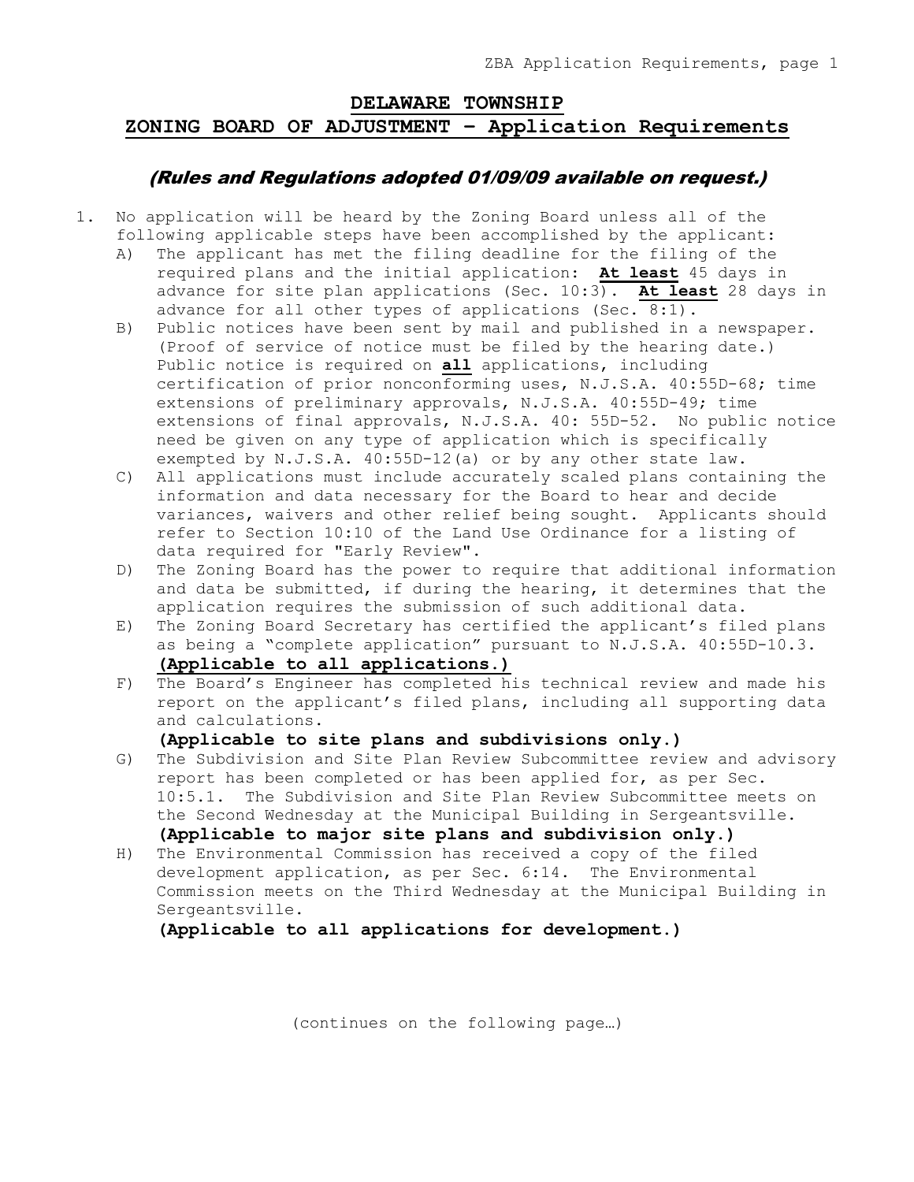# DELAWARE TOWNSHIP
## ZONING BOARD OF ADJUSTMENT – Application Requirements

### *(Rules and Regulations adopted 01/09/09 available on request.)*

1. No application will be heard by the Zoning Board unless all of the following applicable steps have been accomplished by the applicant:
   - A) The applicant has met the filing deadline for the filing of the required plans and the initial application: **At least** 45 days in advance for site plan applications (Sec. 10:3). **At least** 28 days in advance for all other types of applications (Sec. 8:1).
   - B) Public notices have been sent by mail and published in a newspaper. (Proof of service of notice must be filed by the hearing date.) Public notice is required on **all** applications, including certification of prior nonconforming uses, N.J.S.A. 40:55D-68; time extensions of preliminary approvals, N.J.S.A. 40:55D-49; time extensions of final approvals, N.J.S.A. 40: 55D-52. No public notice need be given on any type of application which is specifically exempted by N.J.S.A. 40:55D-12(a) or by any other state law.
   - C) All applications must include accurately scaled plans containing the information and data necessary for the Board to hear and decide variances, waivers and other relief being sought. Applicants should refer to Section 10:10 of the Land Use Ordinance for a listing of data required for "Early Review".
   - D) The Zoning Board has the power to require that additional information and data be submitted, if during the hearing, it determines that the application requires the submission of such additional data.
   - E) The Zoning Board Secretary has certified the applicant's filed plans as being a "complete application" pursuant to N.J.S.A. 40:55D-10.3. **(Applicable to all applications.)**
   - F) The Board's Engineer has completed his technical review and made his report on the applicant's filed plans, including all supporting data and calculations.
     **(Applicable to site plans and subdivisions only.)**
   - G) The Subdivision and Site Plan Review Subcommittee review and advisory report has been completed or has been applied for, as per Sec. 10:5.1. The Subdivision and Site Plan Review Subcommittee meets on the Second Wednesday at the Municipal Building in Sergeantsville.
     **(Applicable to major site plans and subdivision only.)**
   - H) The Environmental Commission has received a copy of the filed development application, as per Sec. 6:14. The Environmental Commission meets on the Third Wednesday at the Municipal Building in Sergeantsville.
     **(Applicable to all applications for development.)**

(continues on the following page…)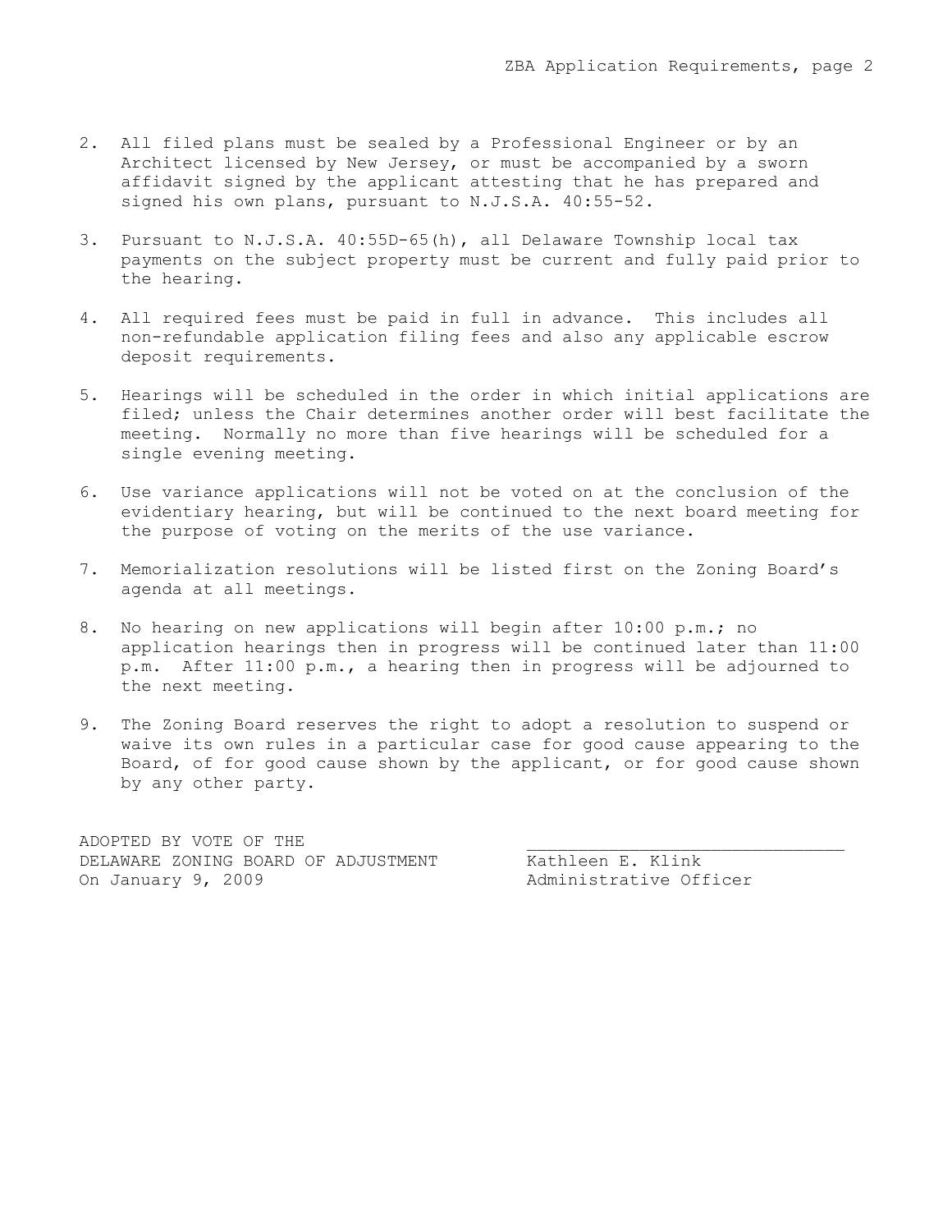2. All filed plans must be sealed by a Professional Engineer or by an Architect licensed by New Jersey, or must be accompanied by a sworn affidavit signed by the applicant attesting that he has prepared and signed his own plans, pursuant to N.J.S.A. 40:55-52.

3. Pursuant to N.J.S.A. 40:55D-65(h), all Delaware Township local tax payments on the subject property must be current and fully paid prior to the hearing.

4. All required fees must be paid in full in advance. This includes all non-refundable application filing fees and also any applicable escrow deposit requirements.

5. Hearings will be scheduled in the order in which initial applications are filed; unless the Chair determines another order will best facilitate the meeting. Normally no more than five hearings will be scheduled for a single evening meeting.

6. Use variance applications will not be voted on at the conclusion of the evidentiary hearing, but will be continued to the next board meeting for the purpose of voting on the merits of the use variance.

7. Memorialization resolutions will be listed first on the Zoning Board's agenda at all meetings.

8. No hearing on new applications will begin after 10:00 p.m.; no application hearings then in progress will be continued later than 11:00 p.m. After 11:00 p.m., a hearing then in progress will be adjourned to the next meeting.

9. The Zoning Board reserves the right to adopt a resolution to suspend or waive its own rules in a particular case for good cause appearing to the Board, of for good cause shown by the applicant, or for good cause shown by any other party.

ADOPTED BY VOTE OF THE
DELAWARE ZONING BOARD OF ADJUSTMENT
On January 9, 2009

_______________________________
Kathleen E. Klink
Administrative Officer